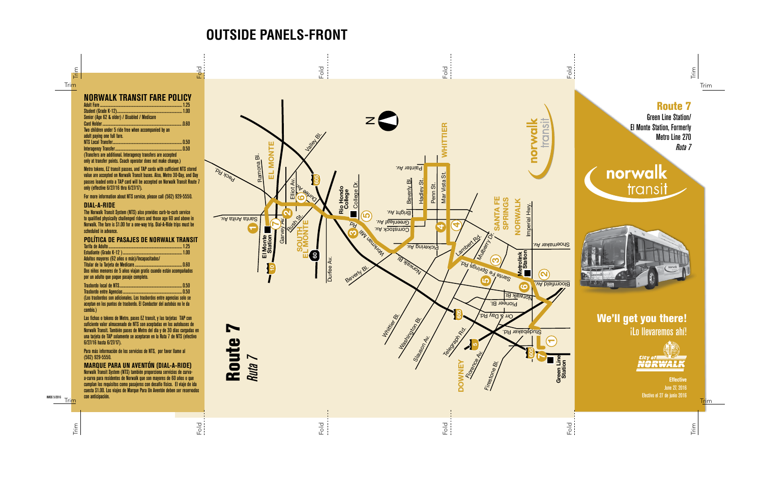# OUTSIDE PANELS-FRONT

## NORWALK TRANSIT FARE POLICY

| | |
|---|---|
| Adult Fare | 1.25 |
| Student (Grade K-12) | 1.00 |
| Senior (Age 62 & older) / Disabled / Medicare Card Holder | 0.60 |
| Two children under 5 ride free when accompanied by an adult paying one full fare. | |
| NTS Local Transfer | 0.50 |
| Interagency Transfer | 0.50 |

(Transfers are additional. Interagency transfers are accepted only at transfer points. Coach operator does not make change.)

Metro tokens, EZ transit passes, and TAP cards with sufficient NTS stored value are accepted on Norwalk Transit buses. Also, Metro 30-Day, and Day passes loaded onto a TAP card will be accepted on Norwalk Transit Route 7 only (effective 6/27/16 thru 6/27/17).

For more information about NTS service, please call (562) 929-5550.

### DIAL-A-RIDE

The Norwalk Transit System (NTS) also provides curb-to-curb service to qualified physically challenged riders and those age 60 and above in Norwalk. The fare is $1.00 for a one-way trip. Dial-A-Ride trips must be scheduled in advance.

## POLÍTICA DE PASAJES DE NORWALK TRANSIT

| | |
|---|---|
| Tarifa de Adulto | 1.25 |
| Estudiante (Grado K-12 ) | 1.00 |
| Adultos mayores (62 años o más)/Incapacitados/ Titular de la Tarjeta de Medicare | 0.60 |
| Dos niños menores de 5 años viajan gratis cuando están acompañados por un adulto que pague pasaje completo. | |
| Trasbordo local de NTS | 0.50 |
| Trasbordo entre Agencias | 0.50 |

(Los trasbordos son adicionales. Los trasbordos entre agencias solo se aceptan en los puntos de trasbordo. El Conductor del autobús no le da cambio.)

Las fichas o tokens de Metro, pases EZ transit, y las tarjetas TAP con suficiente valor almacenado de NTS son aceptadas en los autobuses de Norwalk Transit. También pases de Metro del día y de 30 días cargadas en una tarjeta de TAP solamente se aceptaran en la Ruta 7 de NTS (efectivo 6/27/16 hasta 6/27/17).

Para más información de los servicios de NTS, por favor llame al (562) 929-5550.

### MARQUE PARA UN AVENTÓN (DIAL-A-RIDE)

Norwalk Transit System (NTS) también proporciona servicios de curva-a-curva para residentes de Norwalk que son mayores de 60 años o que cumplan los requisitos como pasajeros con desafío físico. El viaje de ida cuesta $1.00. Los viajes de Marque Para Un Aventón deben ser reservados con anticipación.

NWGS 5/2016

# Route 7
*Ruta 7*

Map labels: El Monte Station, Santa Anita Av., Peck Rd., Ramona Bl., EL MONTE, Valley Bl., Elliot Av., Durfee Av., Garvey Av., Rush St., SOUTH EL MONTE, Rio Hondo College, College Dr., Workman Mill Rd., Beverly Bl., Painter Av., Hadley St., Penn St., Mar Vista St., WHITTIER, Bright Av., Greenleaf Av., Comstock Av., Pickering Av., Norwalk Bl., Lambert Rd., Mulberry Dr., SANTA FE SPRINGS, NORWALK, Imperial Hwy., Shoemaker Av., Metrolink Station, Santa Fe Springs Rd., Bloomfield Av., Pioneer Bl., Orr & Day Rd., Studebaker Rd., Whittier Bl., Washington Bl., Slauson Av., Telegraph Rd., DOWNEY, Florence Av., Firestone Bl., Green Line Station, 10, 60, 605, 5, N

norwalk transit

## Route 7

Green Line Station/ El Monte Station, Formerly Metro Line 270

*Ruta 7*

norwalk transit

## We'll get you there!

¡Lo llevaremos ahí!

City of NORWALK

**Effective** June 27, 2016

Efectivo el 27 de junio 2016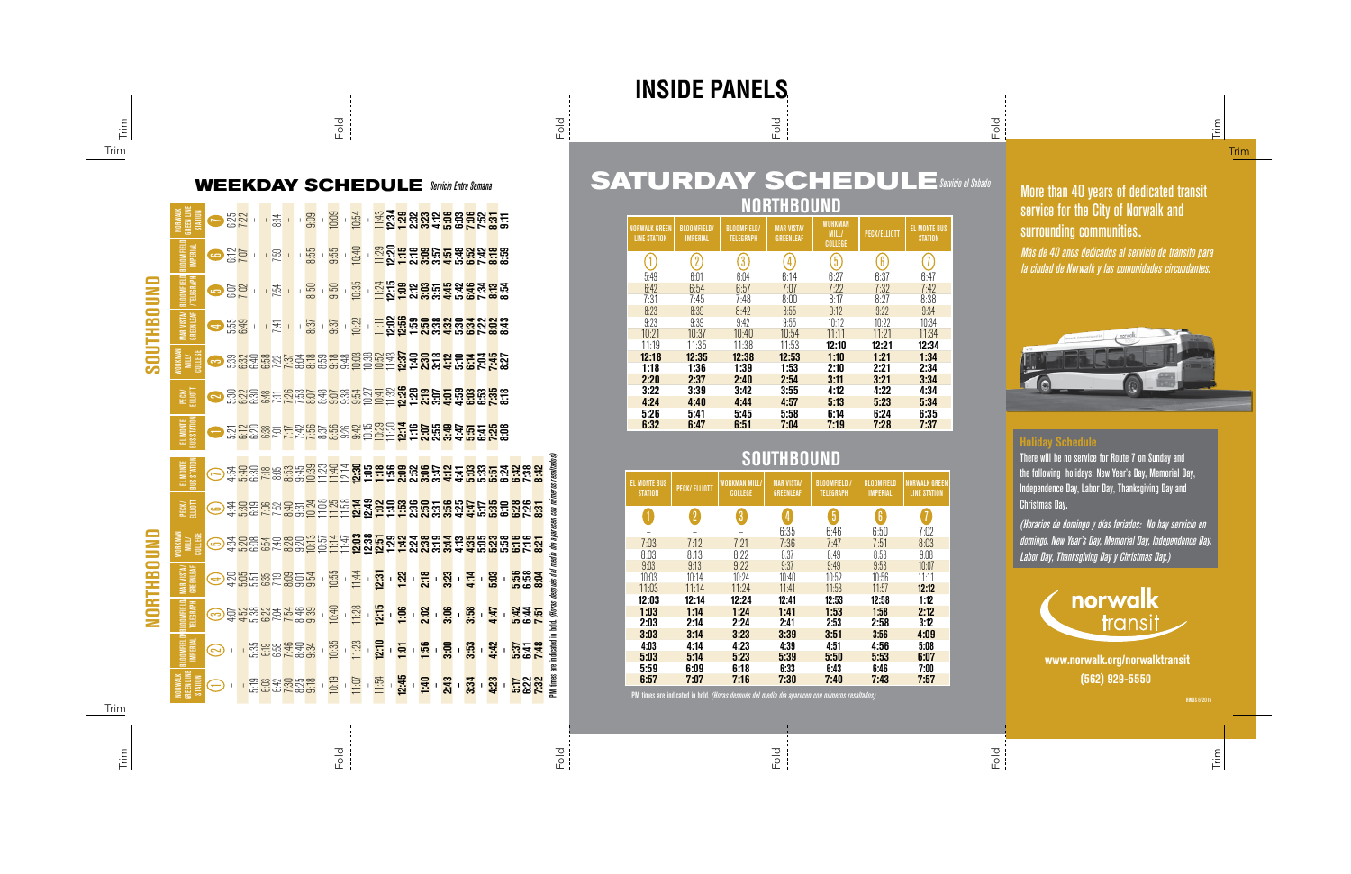# WEEKDAY SCHEDULE *Servicio Entre Semana*

## NORTHBOUND

| NORWALK GREEN LINE STATION | BLOOMFIELD/ IMPERIAL | BLOOMFIELD/ TELEGRAPH | MAR VISTA/ GREENLEAF | WORKMAN MILL/ COLLEGE | PECK/ ELLIOTT | EL MONTE BUS STATION |
|---|---|---|---|---|---|---|
| 1 | 2 | 3 | 4 | 5 | 6 | 7 |
| – | – | 4:07 | 4:20 | 4:34 | 4:44 | 4:54 |
| – | – | 4:52 | 5:05 | 5:20 | 5:30 | 5:40 |
| 5:19 | 5:35 | 5:38 | 5:51 | 6:08 | 6:19 | 6:30 |
| 6:03 | 6:19 | 6:22 | 6:35 | 6:54 | 7:06 | 7:18 |
| 6:42 | 6:58 | 7:04 | 7:19 | 7:40 | 7:53 | 8:05 |
| 7:30 | 7:46 | 7:54 | 8:09 | 8:28 | 8:40 | 8:53 |
| 8:25 | 8:40 | 8:46 | 9:01 | 9:20 | 9:31 | 9:45 |
| 9:18 | 9:34 | 9:39 | 9:54 | 10:13 | 10:24 | 10:39 |
| – | – | – | – | 10:57 | 11:08 | 11:23 |
| 10:19 | 10:35 | 10:40 | 10:55 | 11:14 | 11:25 | 11:40 |
| – | – | – | – | 11:47 | 11:58 | **12:14** |
| 11:07 | 11:23 | 11:28 | 11:44 | **12:03** | **12:14** | **12:30** |
| – | – | – | – | **12:38** | **12:49** | **1:05** |
| 11:54 | **12:10** | **12:15** | **12:31** | **12:51** | **1:02** | **1:18** |
| – | – | – | – | **1:29** | **1:40** | **1:56** |
| **12:45** | **1:01** | **1:06** | **1:22** | **1:40** | **1:53** | **2:09** |
| – | – | – | – | **2:24** | **2:36** | **2:52** |
| **1:40** | **1:56** | **2:02** | **2:18** | **2:38** | **2:50** | **3:06** |
| – | – | – | – | **3:19** | **3:31** | **3:47** |
| **2:43** | **3:00** | **3:06** | **3:23** | **3:44** | **3:56** | **4:12** |
| – | – | – | – | **4:13** | **4:25** | **4:41** |
| **3:34** | **3:53** | **3:58** | **4:14** | **4:35** | **4:47** | **5:03** |
| – | – | – | – | **5:05** | **5:17** | **5:33** |
| **4:23** | **4:42** | **4:47** | **5:03** | **5:23** | **5:35** | **5:51** |
| – | – | – | – | **5:59** | **6:10** | **6:24** |
| **5:17** | **5:37** | **5:42** | **5:56** | **6:16** | **6:26** | **6:42** |
| **6:22** | **6:41** | **6:44** | **6:58** | **7:16** | **7:26** | **7:38** |
| **7:32** | **7:48** | **7:51** | **8:04** | **8:21** | **8:31** | **8:42** |

## SOUTHBOUND

| EL MONTE BUS STATION | PECK/ ELLIOTT | WORKMAN MILL/ COLLEGE | MAR VISTA/ GREENLEAF | BLOOMFIELD/ TELEGRAPH | BLOOMFIELD/ IMPERIAL | NORWALK GREEN LINE STATION |
|---|---|---|---|---|---|---|
| 1 | 2 | 3 | 4 | 5 | 6 | 7 |
| 5:21 | 5:30 | 5:39 | 5:55 | 6:07 | 6:12 | 6:25 |
| 6:12 | 6:22 | 6:32 | 6:49 | 7:02 | 7:07 | 7:22 |
| 6:20 | 6:30 | 6:40 | – | – | – | – |
| 6:38 | 6:48 | 6:58 | – | – | – | – |
| 7:01 | 7:11 | 7:22 | 7:41 | 7:54 | 7:59 | 8:14 |
| 7:17 | 7:26 | 7:37 | – | – | – | – |
| 7:42 | 7:53 | 8:04 | – | – | – | – |
| 7:56 | 8:07 | 8:18 | 8:37 | 8:50 | 8:55 | 9:09 |
| 8:37 | 8:48 | 8:59 | – | – | – | – |
| 8:56 | 9:07 | 9:18 | 9:37 | 9:50 | 9:55 | 10:09 |
| 9:26 | 9:38 | 9:48 | – | – | – | – |
| 9:42 | 9:54 | 10:03 | 10:22 | 10:35 | 10:40 | 10:54 |
| 10:15 | 10:27 | 10:38 | – | – | – | – |
| 10:29 | 10:41 | 10:52 | 11:11 | 11:24 | 11:29 | 11:43 |
| 11:20 | 11:32 | 11:43 | **12:02** | **12:15** | **12:20** | **12:34** |
| **12:14** | **12:26** | **12:37** | **12:56** | **1:09** | **1:15** | **1:29** |
| **1:16** | **1:28** | **1:40** | **1:59** | **2:12** | **2:18** | **2:32** |
| **2:07** | **2:19** | **2:30** | **2:50** | **3:03** | **3:09** | **3:23** |
| **2:55** | **3:07** | **3:18** | **3:38** | **3:51** | **3:57** | **4:12** |
| **3:49** | **4:01** | **4:12** | **4:32** | **4:45** | **4:51** | **5:06** |
| **4:47** | **4:59** | **5:10** | **5:30** | **5:42** | **5:48** | **6:03** |
| **5:51** | **6:03** | **6:14** | **6:34** | **6:46** | **6:52** | **7:06** |
| **6:41** | **6:53** | **7:04** | **7:22** | **7:34** | **7:42** | **7:52** |
| **7:25** | **7:35** | **7:45** | **8:02** | **8:13** | **8:18** | **8:31** |
| **8:08** | **8:18** | **8:27** | **8:43** | **8:54** | **8:59** | **9:11** |

PM times are indicated in bold. *(Horas después del medio día aparecen con números resaltados)*

# SATURDAY SCHEDULE *Servicio el Sabado*

## NORTHBOUND

| NORWALK GREEN LINE STATION | BLOOMFIELD/ IMPERIAL | BLOOMFIELD/ TELEGRAPH | MAR VISTA/ GREENLEAF | WORKMAN MILL/ COLLEGE | PECK/ELLIOTT | EL MONTE BUS STATION |
|---|---|---|---|---|---|---|
| 1 | 2 | 3 | 4 | 5 | 6 | 7 |
| 5:49 | 6:01 | 6:04 | 6:14 | 6:27 | 6:37 | 6:47 |
| 6:42 | 6:54 | 6:57 | 7:07 | 7:22 | 7:32 | 7:42 |
| 7:31 | 7:45 | 7:48 | 8:00 | 8:17 | 8:27 | 8:38 |
| 8:23 | 8:39 | 8:42 | 8:55 | 9:12 | 9:22 | 9:34 |
| 9:23 | 9:39 | 9:42 | 9:55 | 10:12 | 10:22 | 10:34 |
| 10:21 | 10:37 | 10:40 | 10:54 | 11:11 | 11:21 | 11:34 |
| 11:19 | 11:35 | 11:38 | 11:53 | **12:10** | **12:21** | **12:34** |
| **12:18** | **12:35** | **12:38** | **12:53** | **1:10** | **1:21** | **1:34** |
| **1:18** | **1:36** | **1:39** | **1:53** | **2:10** | **2:21** | **2:34** |
| **2:20** | **2:37** | **2:40** | **2:54** | **3:11** | **3:21** | **3:34** |
| **3:22** | **3:39** | **3:42** | **3:55** | **4:12** | **4:22** | **4:34** |
| **4:24** | **4:40** | **4:44** | **4:57** | **5:13** | **5:23** | **5:34** |
| **5:26** | **5:41** | **5:45** | **5:58** | **6:14** | **6:24** | **6:35** |
| **6:32** | **6:47** | **6:51** | **7:04** | **7:19** | **7:28** | **7:37** |

## SOUTHBOUND

| EL MONTE BUS STATION | PECK/ ELLIOTT | WORKMAN MILL/ COLLEGE | MAR VISTA/ GREENLEAF | BLOOMFIELD/ TELEGRAPH | BLOOMFIELD/ IMPERIAL | NORWALK GREEN LINE STATION |
|---|---|---|---|---|---|---|
| 1 | 2 | 3 | 4 | 5 | 6 | 7 |
| – | – | – | 6:35 | 6:46 | 6:50 | 7:02 |
| 7:03 | 7:12 | 7:21 | 7:36 | 7:47 | 7:51 | 8:03 |
| 8:03 | 8:13 | 8:22 | 8:37 | 8:49 | 8:53 | 9:08 |
| 9:03 | 9:13 | 9:22 | 9:37 | 9:49 | 9:53 | 10:07 |
| 10:03 | 10:14 | 10:24 | 10:40 | 10:52 | 10:56 | 11:11 |
| 11:03 | 11:14 | 11:24 | 11:41 | 11:53 | 11:57 | **12:12** |
| **12:03** | **12:14** | **12:24** | **12:41** | **12:53** | **12:58** | **1:12** |
| **1:03** | **1:14** | **1:24** | **1:41** | **1:53** | **1:58** | **2:12** |
| **2:03** | **2:14** | **2:24** | **2:41** | **2:53** | **2:58** | **3:12** |
| **3:03** | **3:14** | **3:23** | **3:39** | **3:51** | **3:56** | **4:09** |
| **4:03** | **4:14** | **4:23** | **4:39** | **4:51** | **4:56** | **5:08** |
| **5:03** | **5:14** | **5:23** | **5:39** | **5:50** | **5:53** | **6:07** |
| **5:59** | **6:09** | **6:18** | **6:33** | **6:43** | **6:46** | **7:00** |
| **6:57** | **7:07** | **7:16** | **7:30** | **7:40** | **7:43** | **7:57** |

PM times are indicated in bold. *(Horas después del medio día aparecen con números resaltados)*

More than 40 years of dedicated transit service for the City of Norwalk and surrounding communities.

*Más de 40 años dedicados al servicio de tránsito para la ciudad de Norwalk y las comunidades circundantes.*

### Holiday Schedule

There will be no service for Route 7 on Sunday and the following holidays: New Year's Day, Memorial Day, Independence Day, Labor Day, Thanksgiving Day and Christmas Day.

*(Horarios de domingo y días feriados: No hay servicio en domingo, New Year's Day, Memorial Day, Independence Day, Labor Day, Thanksgiving Day y Christmas Day.)*

norwalk transit

**www.norwalk.org/norwalktransit**

**(562) 929-5550**

NWD3 6/2016